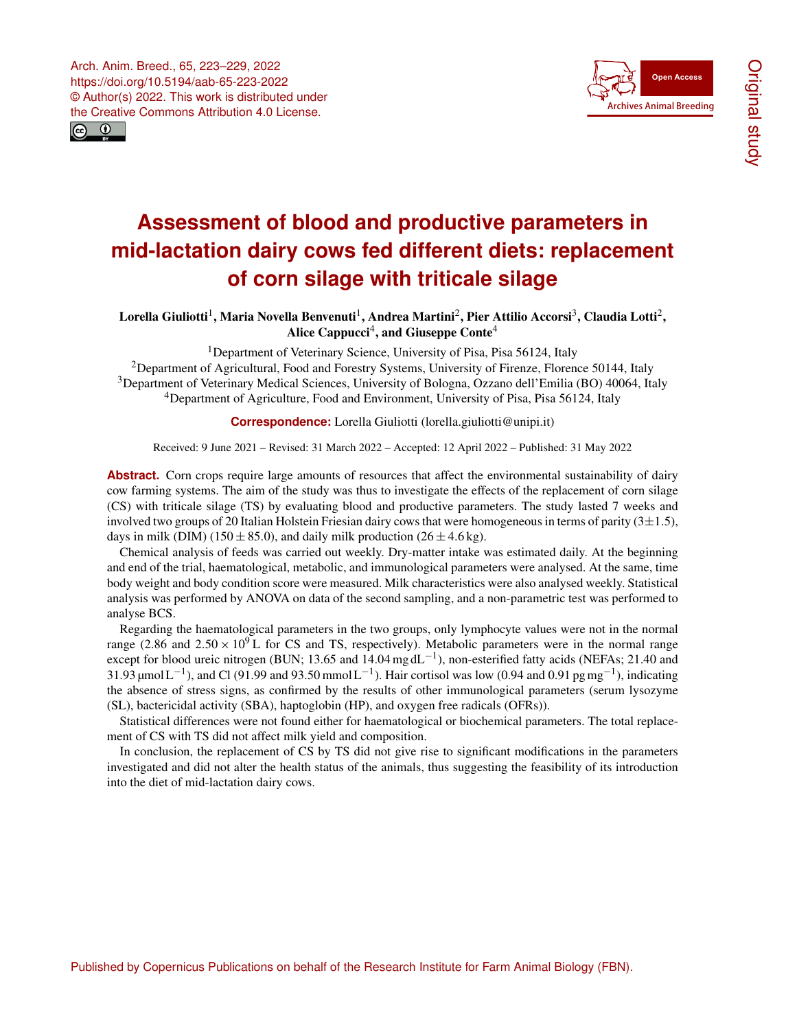# Assessment of blood and productive parameters in mid-lactation dairy cows fed different diets: replacement of corn silage with triticale silage

**Lorella Giuliotti[1], Maria Novella Benvenuti[1], Andrea Martini[2], Pier Attilio Accorsi[3], Claudia Lotti[2], Alice Cappucci[4], and Giuseppe Conte[4]**

[1]Department of Veterinary Science, University of Pisa, Pisa 56124, Italy
[2]Department of Agricultural, Food and Forestry Systems, University of Firenze, Florence 50144, Italy
[3]Department of Veterinary Medical Sciences, University of Bologna, Ozzano dell'Emilia (BO) 40064, Italy
[4]Department of Agriculture, Food and Environment, University of Pisa, Pisa 56124, Italy

**Correspondence:** Lorella Giuliotti (lorella.giuliotti@unipi.it)

Received: 9 June 2021 – Revised: 31 March 2022 – Accepted: 12 April 2022 – Published: 31 May 2022

**Abstract.** Corn crops require large amounts of resources that affect the environmental sustainability of dairy cow farming systems. The aim of the study was thus to investigate the effects of the replacement of corn silage (CS) with triticale silage (TS) by evaluating blood and productive parameters. The study lasted 7 weeks and involved two groups of 20 Italian Holstein Friesian dairy cows that were homogeneous in terms of parity ($3 \pm 1.5$), days in milk (DIM) ($150 \pm 85.0$), and daily milk production ($26 \pm 4.6$ kg).

Chemical analysis of feeds was carried out weekly. Dry-matter intake was estimated daily. At the beginning and end of the trial, haematological, metabolic, and immunological parameters were analysed. At the same, time body weight and body condition score were measured. Milk characteristics were also analysed weekly. Statistical analysis was performed by ANOVA on data of the second sampling, and a non-parametric test was performed to analyse BCS.

Regarding the haematological parameters in the two groups, only lymphocyte values were not in the normal range (2.86 and $2.50 \times 10^9$ L for CS and TS, respectively). Metabolic parameters were in the normal range except for blood ureic nitrogen (BUN; 13.65 and 14.04 mg dL$^{-1}$), non-esterified fatty acids (NEFAs; 21.40 and 31.93 µmol L$^{-1}$), and Cl (91.99 and 93.50 mmol L$^{-1}$). Hair cortisol was low (0.94 and 0.91 pg mg$^{-1}$), indicating the absence of stress signs, as confirmed by the results of other immunological parameters (serum lysozyme (SL), bactericidal activity (SBA), haptoglobin (HP), and oxygen free radicals (OFRs)).

Statistical differences were not found either for haematological or biochemical parameters. The total replacement of CS with TS did not affect milk yield and composition.

In conclusion, the replacement of CS by TS did not give rise to significant modifications in the parameters investigated and did not alter the health status of the animals, thus suggesting the feasibility of its introduction into the diet of mid-lactation dairy cows.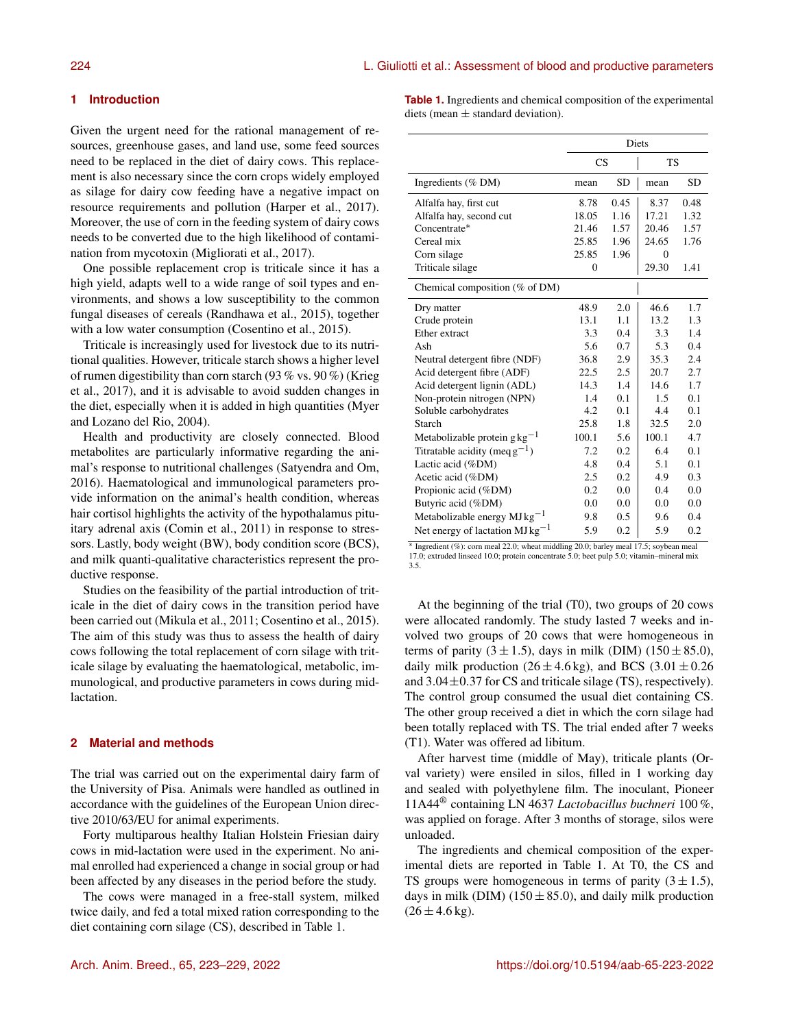## 1 Introduction

Given the urgent need for the rational management of resources, greenhouse gases, and land use, some feed sources need to be replaced in the diet of dairy cows. This replacement is also necessary since the corn crops widely employed as silage for dairy cow feeding have a negative impact on resource requirements and pollution (Harper et al., 2017). Moreover, the use of corn in the feeding system of dairy cows needs to be converted due to the high likelihood of contamination from mycotoxin (Migliorati et al., 2017).

One possible replacement crop is triticale since it has a high yield, adapts well to a wide range of soil types and environments, and shows a low susceptibility to the common fungal diseases of cereals (Randhawa et al., 2015), together with a low water consumption (Cosentino et al., 2015).

Triticale is increasingly used for livestock due to its nutritional qualities. However, triticale starch shows a higher level of rumen digestibility than corn starch (93 % vs. 90 %) (Krieg et al., 2017), and it is advisable to avoid sudden changes in the diet, especially when it is added in high quantities (Myer and Lozano del Rio, 2004).

Health and productivity are closely connected. Blood metabolites are particularly informative regarding the animal's response to nutritional challenges (Satyendra and Om, 2016). Haematological and immunological parameters provide information on the animal's health condition, whereas hair cortisol highlights the activity of the hypothalamus pituitary adrenal axis (Comin et al., 2011) in response to stressors. Lastly, body weight (BW), body condition score (BCS), and milk quanti-qualitative characteristics represent the productive response.

Studies on the feasibility of the partial introduction of triticale in the diet of dairy cows in the transition period have been carried out (Mikula et al., 2011; Cosentino et al., 2015). The aim of this study was thus to assess the health of dairy cows following the total replacement of corn silage with triticale silage by evaluating the haematological, metabolic, immunological, and productive parameters in cows during mid-lactation.

## 2 Material and methods

The trial was carried out on the experimental dairy farm of the University of Pisa. Animals were handled as outlined in accordance with the guidelines of the European Union directive 2010/63/EU for animal experiments.

Forty multiparous healthy Italian Holstein Friesian dairy cows in mid-lactation were used in the experiment. No animal enrolled had experienced a change in social group or had been affected by any diseases in the period before the study.

The cows were managed in a free-stall system, milked twice daily, and fed a total mixed ration corresponding to the diet containing corn silage (CS), described in Table 1.

**Table 1.** Ingredients and chemical composition of the experimental diets (mean ± standard deviation).

| | Diets | | | |
|---|---|---|---|---|
| | CS | | TS | |
| Ingredients (% DM) | mean | SD | mean | SD |
| Alfalfa hay, first cut | 8.78 | 0.45 | 8.37 | 0.48 |
| Alfalfa hay, second cut | 18.05 | 1.16 | 17.21 | 1.32 |
| Concentrate* | 21.46 | 1.57 | 20.46 | 1.57 |
| Cereal mix | 25.85 | 1.96 | 24.65 | 1.76 |
| Corn silage | 25.85 | 1.96 | 0 | |
| Triticale silage | 0 | | 29.30 | 1.41 |
| Chemical composition (% of DM) | | | | |
| Dry matter | 48.9 | 2.0 | 46.6 | 1.7 |
| Crude protein | 13.1 | 1.1 | 13.2 | 1.3 |
| Ether extract | 3.3 | 0.4 | 3.3 | 1.4 |
| Ash | 5.6 | 0.7 | 5.3 | 0.4 |
| Neutral detergent fibre (NDF) | 36.8 | 2.9 | 35.3 | 2.4 |
| Acid detergent fibre (ADF) | 22.5 | 2.5 | 20.7 | 2.7 |
| Acid detergent lignin (ADL) | 14.3 | 1.4 | 14.6 | 1.7 |
| Non-protein nitrogen (NPN) | 1.4 | 0.1 | 1.5 | 0.1 |
| Soluble carbohydrates | 4.2 | 0.1 | 4.4 | 0.1 |
| Starch | 25.8 | 1.8 | 32.5 | 2.0 |
| Metabolizable protein $g\,kg^{-1}$ | 100.1 | 5.6 | 100.1 | 4.7 |
| Titratable acidity ($meq\,g^{-1}$) | 7.2 | 0.2 | 6.4 | 0.1 |
| Lactic acid (%DM) | 4.8 | 0.4 | 5.1 | 0.1 |
| Acetic acid (%DM) | 2.5 | 0.2 | 4.9 | 0.3 |
| Propionic acid (%DM) | 0.2 | 0.0 | 0.4 | 0.0 |
| Butyric acid (%DM) | 0.0 | 0.0 | 0.0 | 0.0 |
| Metabolizable energy $MJ\,kg^{-1}$ | 9.8 | 0.5 | 9.6 | 0.4 |
| Net energy of lactation $MJ\,kg^{-1}$ | 5.9 | 0.2 | 5.9 | 0.2 |

\* Ingredient (%): corn meal 22.0; wheat middling 20.0; barley meal 17.5; soybean meal 17.0; extruded linseed 10.0; protein concentrate 5.0; beet pulp 5.0; vitamin–mineral mix 3.5.

At the beginning of the trial (T0), two groups of 20 cows were allocated randomly. The study lasted 7 weeks and involved two groups of 20 cows that were homogeneous in terms of parity (3 ± 1.5), days in milk (DIM) (150 ± 85.0), daily milk production (26 ± 4.6 kg), and BCS (3.01 ± 0.26 and 3.04 ± 0.37 for CS and triticale silage (TS), respectively). The control group consumed the usual diet containing CS. The other group received a diet in which the corn silage had been totally replaced with TS. The trial ended after 7 weeks (T1). Water was offered ad libitum.

After harvest time (middle of May), triticale plants (Orval variety) were ensiled in silos, filled in 1 working day and sealed with polyethylene film. The inoculant, Pioneer 11A44® containing LN 4637 *Lactobacillus buchneri* 100 %, was applied on forage. After 3 months of storage, silos were unloaded.

The ingredients and chemical composition of the experimental diets are reported in Table 1. At T0, the CS and TS groups were homogeneous in terms of parity (3 ± 1.5), days in milk (DIM) (150 ± 85.0), and daily milk production (26 ± 4.6 kg).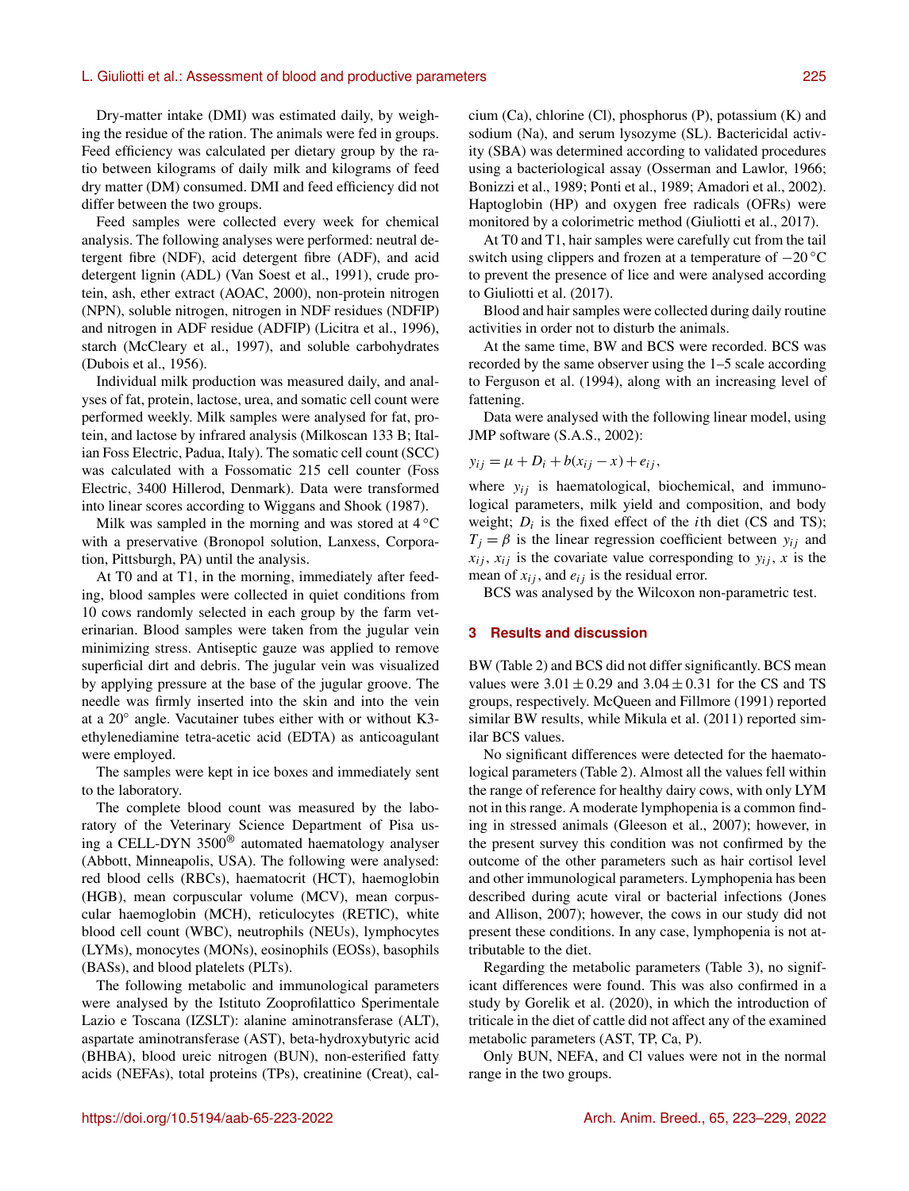Dry-matter intake (DMI) was estimated daily, by weighing the residue of the ration. The animals were fed in groups. Feed efficiency was calculated per dietary group by the ratio between kilograms of daily milk and kilograms of feed dry matter (DM) consumed. DMI and feed efficiency did not differ between the two groups.

Feed samples were collected every week for chemical analysis. The following analyses were performed: neutral detergent fibre (NDF), acid detergent fibre (ADF), and acid detergent lignin (ADL) (Van Soest et al., 1991), crude protein, ash, ether extract (AOAC, 2000), non-protein nitrogen (NPN), soluble nitrogen, nitrogen in NDF residues (NDFIP) and nitrogen in ADF residue (ADFIP) (Licitra et al., 1996), starch (McCleary et al., 1997), and soluble carbohydrates (Dubois et al., 1956).

Individual milk production was measured daily, and analyses of fat, protein, lactose, urea, and somatic cell count were performed weekly. Milk samples were analysed for fat, protein, and lactose by infrared analysis (Milkoscan 133 B; Italian Foss Electric, Padua, Italy). The somatic cell count (SCC) was calculated with a Fossomatic 215 cell counter (Foss Electric, 3400 Hillerod, Denmark). Data were transformed into linear scores according to Wiggans and Shook (1987).

Milk was sampled in the morning and was stored at 4 °C with a preservative (Bronopol solution, Lanxess, Corporation, Pittsburgh, PA) until the analysis.

At T0 and at T1, in the morning, immediately after feeding, blood samples were collected in quiet conditions from 10 cows randomly selected in each group by the farm veterinarian. Blood samples were taken from the jugular vein minimizing stress. Antiseptic gauze was applied to remove superficial dirt and debris. The jugular vein was visualized by applying pressure at the base of the jugular groove. The needle was firmly inserted into the skin and into the vein at a 20° angle. Vacutainer tubes either with or without K3-ethylenediamine tetra-acetic acid (EDTA) as anticoagulant were employed.

The samples were kept in ice boxes and immediately sent to the laboratory.

The complete blood count was measured by the laboratory of the Veterinary Science Department of Pisa using a CELL-DYN 3500® automated haematology analyser (Abbott, Minneapolis, USA). The following were analysed: red blood cells (RBCs), haematocrit (HCT), haemoglobin (HGB), mean corpuscular volume (MCV), mean corpuscular haemoglobin (MCH), reticulocytes (RETIC), white blood cell count (WBC), neutrophils (NEUs), lymphocytes (LYMs), monocytes (MONs), eosinophils (EOSs), basophils (BASs), and blood platelets (PLTs).

The following metabolic and immunological parameters were analysed by the Istituto Zooprofilattico Sperimentale Lazio e Toscana (IZSLT): alanine aminotransferase (ALT), aspartate aminotransferase (AST), beta-hydroxybutyric acid (BHBA), blood ureic nitrogen (BUN), non-esterified fatty acids (NEFAs), total proteins (TPs), creatinine (Creat), calcium (Ca), chlorine (Cl), phosphorus (P), potassium (K) and sodium (Na), and serum lysozyme (SL). Bactericidal activity (SBA) was determined according to validated procedures using a bacteriological assay (Osserman and Lawlor, 1966; Bonizzi et al., 1989; Ponti et al., 1989; Amadori et al., 2002). Haptoglobin (HP) and oxygen free radicals (OFRs) were monitored by a colorimetric method (Giuliotti et al., 2017).

At T0 and T1, hair samples were carefully cut from the tail switch using clippers and frozen at a temperature of −20 °C to prevent the presence of lice and were analysed according to Giuliotti et al. (2017).

Blood and hair samples were collected during daily routine activities in order not to disturb the animals.

At the same time, BW and BCS were recorded. BCS was recorded by the same observer using the 1–5 scale according to Ferguson et al. (1994), along with an increasing level of fattening.

Data were analysed with the following linear model, using JMP software (S.A.S., 2002):

$$y_{ij} = \mu + D_i + b(x_{ij} - x) + e_{ij},$$

where $y_{ij}$ is haematological, biochemical, and immunological parameters, milk yield and composition, and body weight; $D_i$ is the fixed effect of the $i$th diet (CS and TS); $T_j = \beta$ is the linear regression coefficient between $y_{ij}$ and $x_{ij}$, $x_{ij}$ is the covariate value corresponding to $y_{ij}$, $x$ is the mean of $x_{ij}$, and $e_{ij}$ is the residual error.

BCS was analysed by the Wilcoxon non-parametric test.

## 3 Results and discussion

BW (Table 2) and BCS did not differ significantly. BCS mean values were $3.01 \pm 0.29$ and $3.04 \pm 0.31$ for the CS and TS groups, respectively. McQueen and Fillmore (1991) reported similar BW results, while Mikula et al. (2011) reported similar BCS values.

No significant differences were detected for the haematological parameters (Table 2). Almost all the values fell within the range of reference for healthy dairy cows, with only LYM not in this range. A moderate lymphopenia is a common finding in stressed animals (Gleeson et al., 2007); however, in the present survey this condition was not confirmed by the outcome of the other parameters such as hair cortisol level and other immunological parameters. Lymphopenia has been described during acute viral or bacterial infections (Jones and Allison, 2007); however, the cows in our study did not present these conditions. In any case, lymphopenia is not attributable to the diet.

Regarding the metabolic parameters (Table 3), no significant differences were found. This was also confirmed in a study by Gorelik et al. (2020), in which the introduction of triticale in the diet of cattle did not affect any of the examined metabolic parameters (AST, TP, Ca, P).

Only BUN, NEFA, and Cl values were not in the normal range in the two groups.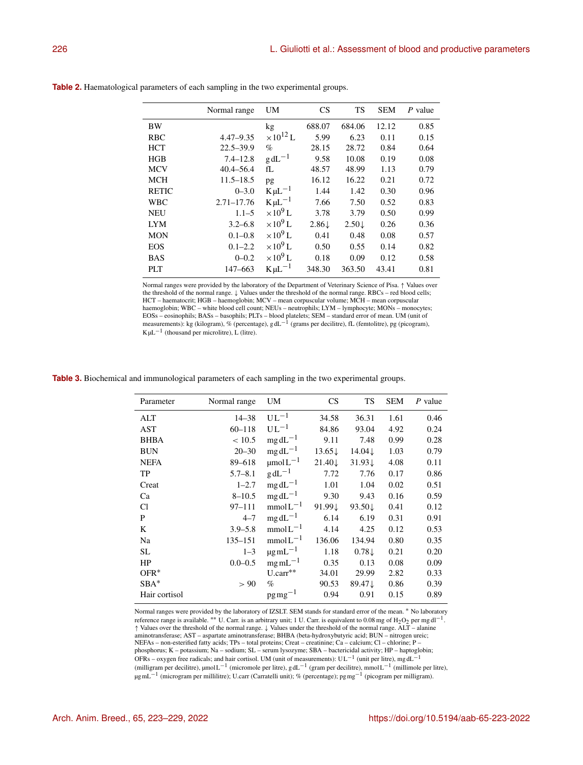**Table 2.** Haematological parameters of each sampling in the two experimental groups.

| | Normal range | UM | CS | TS | SEM | *P* value |
|---|---|---|---|---|---|---|
| BW | | kg | 688.07 | 684.06 | 12.12 | 0.85 |
| RBC | 4.47–9.35 | $\times 10^{12}$ L | 5.99 | 6.23 | 0.11 | 0.15 |
| HCT | 22.5–39.9 | % | 28.15 | 28.72 | 0.84 | 0.64 |
| HGB | 7.4–12.8 | $g\,dL^{-1}$ | 9.58 | 10.08 | 0.19 | 0.08 |
| MCV | 40.4–56.4 | fL | 48.57 | 48.99 | 1.13 | 0.79 |
| MCH | 11.5–18.5 | pg | 16.12 | 16.22 | 0.21 | 0.72 |
| RETIC | 0–3.0 | $K\,\mu L^{-1}$ | 1.44 | 1.42 | 0.30 | 0.96 |
| WBC | 2.71–17.76 | $K\,\mu L^{-1}$ | 7.66 | 7.50 | 0.52 | 0.83 |
| NEU | 1.1–5 | $\times 10^{9}$ L | 3.78 | 3.79 | 0.50 | 0.99 |
| LYM | 3.2–6.8 | $\times 10^{9}$ L | 2.86↓ | 2.50↓ | 0.26 | 0.36 |
| MON | 0.1–0.8 | $\times 10^{9}$ L | 0.41 | 0.48 | 0.08 | 0.57 |
| EOS | 0.1–2.2 | $\times 10^{9}$ L | 0.50 | 0.55 | 0.14 | 0.82 |
| BAS | 0–0.2 | $\times 10^{9}$ L | 0.18 | 0.09 | 0.12 | 0.58 |
| PLT | 147–663 | $K\,\mu L^{-1}$ | 348.30 | 363.50 | 43.41 | 0.81 |

Normal ranges were provided by the laboratory of the Department of Veterinary Science of Pisa. ↑ Values over the threshold of the normal range. ↓ Values under the threshold of the normal range. RBCs – red blood cells; HCT – haematocrit; HGB – haemoglobin; MCV – mean corpuscular volume; MCH – mean corpuscular haemoglobin; WBC – white blood cell count; NEUs – neutrophils; LYM – lymphocyte; MONs – monocytes; EOSs – eosinophils; BASs – basophils; PLTs – blood platelets; SEM – standard error of mean. UM (unit of measurements): kg (kilogram), % (percentage), $g\,dL^{-1}$ (grams per decilitre), fL (femtolitre), pg (picogram), $K\,\mu L^{-1}$ (thousand per microlitre), L (litre).

**Table 3.** Biochemical and immunological parameters of each sampling in the two experimental groups.

| Parameter | Normal range | UM | CS | TS | SEM | *P* value |
|---|---|---|---|---|---|---|
| ALT | 14–38 | $U\,L^{-1}$ | 34.58 | 36.31 | 1.61 | 0.46 |
| AST | 60–118 | $U\,L^{-1}$ | 84.86 | 93.04 | 4.92 | 0.24 |
| BHBA | < 10.5 | $mg\,dL^{-1}$ | 9.11 | 7.48 | 0.99 | 0.28 |
| BUN | 20–30 | $mg\,dL^{-1}$ | 13.65↓ | 14.04↓ | 1.03 | 0.79 |
| NEFA | 89–618 | $\mu mol\,L^{-1}$ | 21.40↓ | 31.93↓ | 4.08 | 0.11 |
| TP | 5.7–8.1 | $g\,dL^{-1}$ | 7.72 | 7.76 | 0.17 | 0.86 |
| Creat | 1–2.7 | $mg\,dL^{-1}$ | 1.01 | 1.04 | 0.02 | 0.51 |
| Ca | 8–10.5 | $mg\,dL^{-1}$ | 9.30 | 9.43 | 0.16 | 0.59 |
| Cl | 97–111 | $mmol\,L^{-1}$ | 91.99↓ | 93.50↓ | 0.41 | 0.12 |
| P | 4–7 | $mg\,dL^{-1}$ | 6.14 | 6.19 | 0.31 | 0.91 |
| K | 3.9–5.8 | $mmol\,L^{-1}$ | 4.14 | 4.25 | 0.12 | 0.53 |
| Na | 135–151 | $mmol\,L^{-1}$ | 136.06 | 134.94 | 0.80 | 0.35 |
| SL | 1–3 | $\mu g\,mL^{-1}$ | 1.18 | 0.78↓ | 0.21 | 0.20 |
| HP | 0.0–0.5 | $mg\,mL^{-1}$ | 0.35 | 0.13 | 0.08 | 0.09 |
| OFR* | | U.carr** | 34.01 | 29.99 | 2.82 | 0.33 |
| SBA* | > 90 | % | 90.53 | 89.47↓ | 0.86 | 0.39 |
| Hair cortisol | | $pg\,mg^{-1}$ | 0.94 | 0.91 | 0.15 | 0.89 |

Normal ranges were provided by the laboratory of IZSLT. SEM stands for standard error of the mean. * No laboratory reference range is available. ** U. Carr. is an arbitrary unit; 1 U. Carr. is equivalent to 0.08 mg of $H_2O_2$ per $mg\,dl^{-1}$. ↑ Values over the threshold of the normal range. ↓ Values under the threshold of the normal range. ALT – alanine aminotransferase; AST – aspartate aminotransferase; BHBA (beta-hydroxybutyric acid; BUN – nitrogen ureic; NEFAs – non-esterified fatty acids; TPs – total proteins; Creat – creatinine; Ca – calcium; Cl – chlorine; P – phosphorus; K – potassium; Na – sodium; SL – serum lysozyme; SBA – bactericidal activity; HP – haptoglobin; OFRs – oxygen free radicals; and hair cortisol. UM (unit of measurements): $U\,L^{-1}$ (unit per litre), $mg\,dL^{-1}$ (milligram per decilitre), $\mu mol\,L^{-1}$ (micromole per litre), $g\,dL^{-1}$ (gram per decilitre), $mmol\,L^{-1}$ (millimole per litre), $\mu g\,mL^{-1}$ (microgram per millilitre); U.carr (Carratelli unit); % (percentage); $pg\,mg^{-1}$ (picogram per milligram).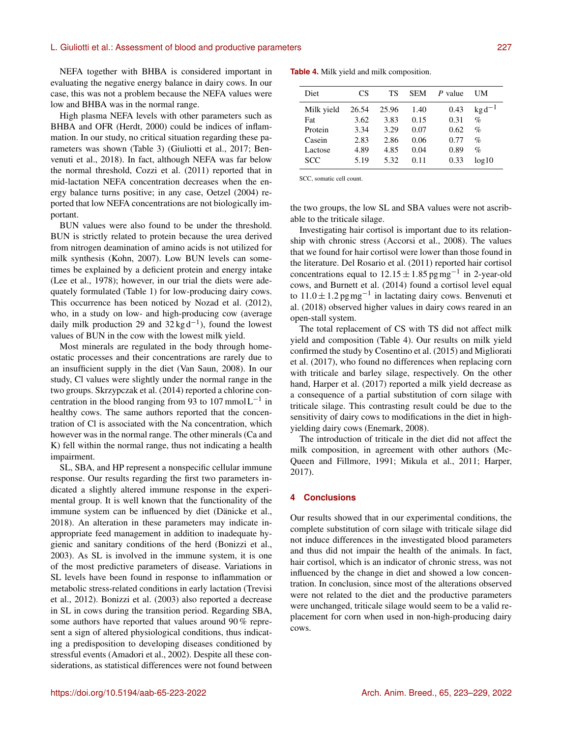NEFA together with BHBA is considered important in evaluating the negative energy balance in dairy cows. In our case, this was not a problem because the NEFA values were low and BHBA was in the normal range.

High plasma NEFA levels with other parameters such as BHBA and OFR (Herdt, 2000) could be indices of inflammation. In our study, no critical situation regarding these parameters was shown (Table 3) (Giuliotti et al., 2017; Benvenuti et al., 2018). In fact, although NEFA was far below the normal threshold, Cozzi et al. (2011) reported that in mid-lactation NEFA concentration decreases when the energy balance turns positive; in any case, Oetzel (2004) reported that low NEFA concentrations are not biologically important.

BUN values were also found to be under the threshold. BUN is strictly related to protein because the urea derived from nitrogen deamination of amino acids is not utilized for milk synthesis (Kohn, 2007). Low BUN levels can sometimes be explained by a deficient protein and energy intake (Lee et al., 1978); however, in our trial the diets were adequately formulated (Table 1) for low-producing dairy cows. This occurrence has been noticed by Nozad et al. (2012), who, in a study on low- and high-producing cow (average daily milk production 29 and 32 $kg\,d^{-1}$), found the lowest values of BUN in the cow with the lowest milk yield.

Most minerals are regulated in the body through homeostatic processes and their concentrations are rarely due to an insufficient supply in the diet (Van Saun, 2008). In our study, Cl values were slightly under the normal range in the two groups. Skrzypczak et al. (2014) reported a chlorine concentration in the blood ranging from 93 to 107 $mmol\,L^{-1}$ in healthy cows. The same authors reported that the concentration of Cl is associated with the Na concentration, which however was in the normal range. The other minerals (Ca and K) fell within the normal range, thus not indicating a health impairment.

SL, SBA, and HP represent a nonspecific cellular immune response. Our results regarding the first two parameters indicated a slightly altered immune response in the experimental group. It is well known that the functionality of the immune system can be influenced by diet (Dänicke et al., 2018). An alteration in these parameters may indicate inappropriate feed management in addition to inadequate hygienic and sanitary conditions of the herd (Bonizzi et al., 2003). As SL is involved in the immune system, it is one of the most predictive parameters of disease. Variations in SL levels have been found in response to inflammation or metabolic stress-related conditions in early lactation (Trevisi et al., 2012). Bonizzi et al. (2003) also reported a decrease in SL in cows during the transition period. Regarding SBA, some authors have reported that values around 90 % represent a sign of altered physiological conditions, thus indicating a predisposition to developing diseases conditioned by stressful events (Amadori et al., 2002). Despite all these considerations, as statistical differences were not found between the two groups, the low SL and SBA values were not ascribable to the triticale silage.

**Table 4.** Milk yield and milk composition.

| Diet | CS | TS | SEM | $P$ value | UM |
|---|---|---|---|---|---|
| Milk yield | 26.54 | 25.96 | 1.40 | 0.43 | $kg\,d^{-1}$ |
| Fat | 3.62 | 3.83 | 0.15 | 0.31 | % |
| Protein | 3.34 | 3.29 | 0.07 | 0.62 | % |
| Casein | 2.83 | 2.86 | 0.06 | 0.77 | % |
| Lactose | 4.89 | 4.85 | 0.04 | 0.89 | % |
| SCC | 5.19 | 5.32 | 0.11 | 0.33 | log10 |

SCC, somatic cell count.

Investigating hair cortisol is important due to its relationship with chronic stress (Accorsi et al., 2008). The values that we found for hair cortisol were lower than those found in the literature. Del Rosario et al. (2011) reported hair cortisol concentrations equal to $12.15 \pm 1.85\,pg\,mg^{-1}$ in 2-year-old cows, and Burnett et al. (2014) found a cortisol level equal to $11.0 \pm 1.2\,pg\,mg^{-1}$ in lactating dairy cows. Benvenuti et al. (2018) observed higher values in dairy cows reared in an open-stall system.

The total replacement of CS with TS did not affect milk yield and composition (Table 4). Our results on milk yield confirmed the study by Cosentino et al. (2015) and Migliorati et al. (2017), who found no differences when replacing corn with triticale and barley silage, respectively. On the other hand, Harper et al. (2017) reported a milk yield decrease as a consequence of a partial substitution of corn silage with triticale silage. This contrasting result could be due to the sensitivity of dairy cows to modifications in the diet in high-yielding dairy cows (Enemark, 2008).

The introduction of triticale in the diet did not affect the milk composition, in agreement with other authors (McQueen and Fillmore, 1991; Mikula et al., 2011; Harper, 2017).

## 4 Conclusions

Our results showed that in our experimental conditions, the complete substitution of corn silage with triticale silage did not induce differences in the investigated blood parameters and thus did not impair the health of the animals. In fact, hair cortisol, which is an indicator of chronic stress, was not influenced by the change in diet and showed a low concentration. In conclusion, since most of the alterations observed were not related to the diet and the productive parameters were unchanged, triticale silage would seem to be a valid replacement for corn when used in non-high-producing dairy cows.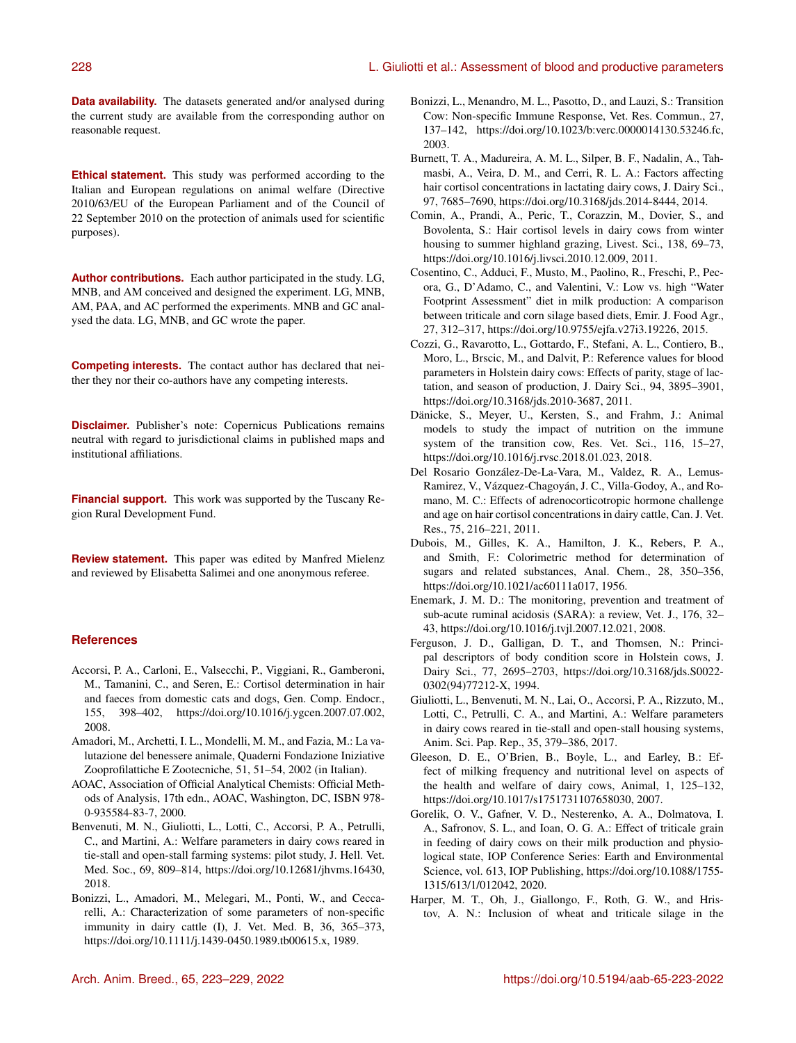**Data availability.** The datasets generated and/or analysed during the current study are available from the corresponding author on reasonable request.

**Ethical statement.** This study was performed according to the Italian and European regulations on animal welfare (Directive 2010/63/EU of the European Parliament and of the Council of 22 September 2010 on the protection of animals used for scientific purposes).

**Author contributions.** Each author participated in the study. LG, MNB, and AM conceived and designed the experiment. LG, MNB, AM, PAA, and AC performed the experiments. MNB and GC analysed the data. LG, MNB, and GC wrote the paper.

**Competing interests.** The contact author has declared that neither they nor their co-authors have any competing interests.

**Disclaimer.** Publisher's note: Copernicus Publications remains neutral with regard to jurisdictional claims in published maps and institutional affiliations.

**Financial support.** This work was supported by the Tuscany Region Rural Development Fund.

**Review statement.** This paper was edited by Manfred Mielenz and reviewed by Elisabetta Salimei and one anonymous referee.

## References

Accorsi, P. A., Carloni, E., Valsecchi, P., Viggiani, R., Gamberoni, M., Tamanini, C., and Seren, E.: Cortisol determination in hair and faeces from domestic cats and dogs, Gen. Comp. Endocr., 155, 398–402, https://doi.org/10.1016/j.ygcen.2007.07.002, 2008.

Amadori, M., Archetti, I. L., Mondelli, M. M., and Fazia, M.: La valutazione del benessere animale, Quaderni Fondazione Iniziative Zooprofilattiche E Zootecniche, 51, 51–54, 2002 (in Italian).

AOAC, Association of Official Analytical Chemists: Official Methods of Analysis, 17th edn., AOAC, Washington, DC, ISBN 978-0-935584-83-7, 2000.

Benvenuti, M. N., Giuliotti, L., Lotti, C., Accorsi, P. A., Petrulli, C., and Martini, A.: Welfare parameters in dairy cows reared in tie-stall and open-stall farming systems: pilot study, J. Hell. Vet. Med. Soc., 69, 809–814, https://doi.org/10.12681/jhvms.16430, 2018.

Bonizzi, L., Amadori, M., Melegari, M., Ponti, W., and Ceccarelli, A.: Characterization of some parameters of non-specific immunity in dairy cattle (I), J. Vet. Med. B, 36, 365–373, https://doi.org/10.1111/j.1439-0450.1989.tb00615.x, 1989.

Bonizzi, L., Menandro, M. L., Pasotto, D., and Lauzi, S.: Transition Cow: Non-specific Immune Response, Vet. Res. Commun., 27, 137–142, https://doi.org/10.1023/b:verc.0000014130.53246.fc, 2003.

Burnett, T. A., Madureira, A. M. L., Silper, B. F., Nadalin, A., Tahmasbi, A., Veira, D. M., and Cerri, R. L. A.: Factors affecting hair cortisol concentrations in lactating dairy cows, J. Dairy Sci., 97, 7685–7690, https://doi.org/10.3168/jds.2014-8444, 2014.

Comin, A., Prandi, A., Peric, T., Corazzin, M., Dovier, S., and Bovolenta, S.: Hair cortisol levels in dairy cows from winter housing to summer highland grazing, Livest. Sci., 138, 69–73, https://doi.org/10.1016/j.livsci.2010.12.009, 2011.

Cosentino, C., Adduci, F., Musto, M., Paolino, R., Freschi, P., Pecora, G., D'Adamo, C., and Valentini, V.: Low vs. high "Water Footprint Assessment" diet in milk production: A comparison between triticale and corn silage based diets, Emir. J. Food Agr., 27, 312–317, https://doi.org/10.9755/ejfa.v27i3.19226, 2015.

Cozzi, G., Ravarotto, L., Gottardo, F., Stefani, A. L., Contiero, B., Moro, L., Brscic, M., and Dalvit, P.: Reference values for blood parameters in Holstein dairy cows: Effects of parity, stage of lactation, and season of production, J. Dairy Sci., 94, 3895–3901, https://doi.org/10.3168/jds.2010-3687, 2011.

Dänicke, S., Meyer, U., Kersten, S., and Frahm, J.: Animal models to study the impact of nutrition on the immune system of the transition cow, Res. Vet. Sci., 116, 15–27, https://doi.org/10.1016/j.rvsc.2018.01.023, 2018.

Del Rosario González-De-La-Vara, M., Valdez, R. A., Lemus-Ramirez, V., Vázquez-Chagoyán, J. C., Villa-Godoy, A., and Romano, M. C.: Effects of adrenocorticotropic hormone challenge and age on hair cortisol concentrations in dairy cattle, Can. J. Vet. Res., 75, 216–221, 2011.

Dubois, M., Gilles, K. A., Hamilton, J. K., Rebers, P. A., and Smith, F.: Colorimetric method for determination of sugars and related substances, Anal. Chem., 28, 350–356, https://doi.org/10.1021/ac60111a017, 1956.

Enemark, J. M. D.: The monitoring, prevention and treatment of sub-acute ruminal acidosis (SARA): a review, Vet. J., 176, 32–43, https://doi.org/10.1016/j.tvjl.2007.12.021, 2008.

Ferguson, J. D., Galligan, D. T., and Thomsen, N.: Principal descriptors of body condition score in Holstein cows, J. Dairy Sci., 77, 2695–2703, https://doi.org/10.3168/jds.S0022-0302(94)77212-X, 1994.

Giuliotti, L., Benvenuti, M. N., Lai, O., Accorsi, P. A., Rizzuto, M., Lotti, C., Petrulli, C. A., and Martini, A.: Welfare parameters in dairy cows reared in tie-stall and open-stall housing systems, Anim. Sci. Pap. Rep., 35, 379–386, 2017.

Gleeson, D. E., O'Brien, B., Boyle, L., and Earley, B.: Effect of milking frequency and nutritional level on aspects of the health and welfare of dairy cows, Animal, 1, 125–132, https://doi.org/10.1017/s1751731107658030, 2007.

Gorelik, O. V., Gafner, V. D., Nesterenko, A. A., Dolmatova, I. A., Safronov, S. L., and Ioan, O. G. A.: Effect of triticale grain in feeding of dairy cows on their milk production and physiological state, IOP Conference Series: Earth and Environmental Science, vol. 613, IOP Publishing, https://doi.org/10.1088/1755-1315/613/1/012042, 2020.

Harper, M. T., Oh, J., Giallongo, F., Roth, G. W., and Hristov, A. N.: Inclusion of wheat and triticale silage in the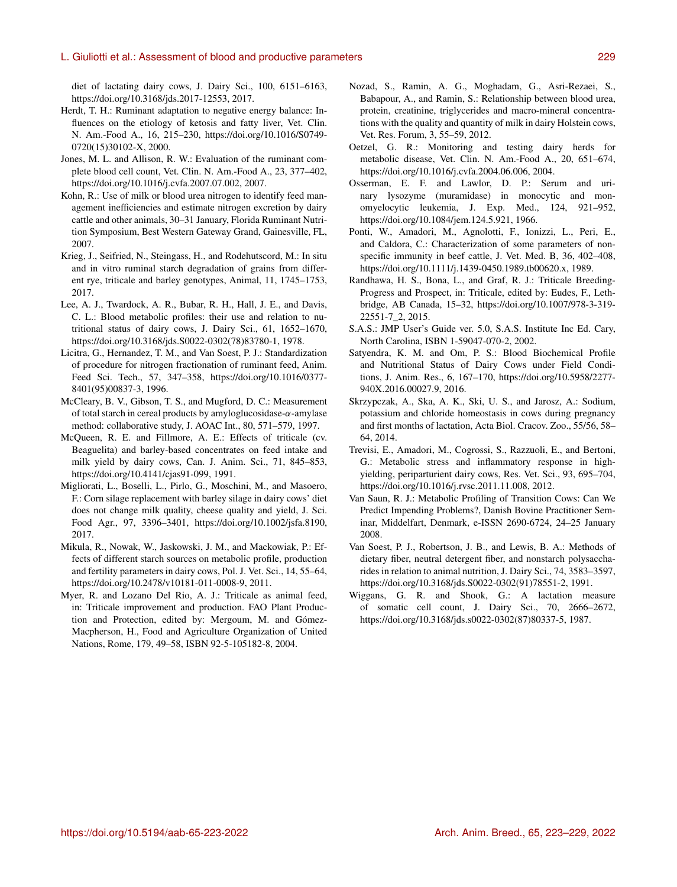diet of lactating dairy cows, J. Dairy Sci., 100, 6151–6163, https://doi.org/10.3168/jds.2017-12553, 2017.

Herdt, T. H.: Ruminant adaptation to negative energy balance: Influences on the etiology of ketosis and fatty liver, Vet. Clin. N. Am.-Food A., 16, 215–230, https://doi.org/10.1016/S0749-0720(15)30102-X, 2000.

Jones, M. L. and Allison, R. W.: Evaluation of the ruminant complete blood cell count, Vet. Clin. N. Am.-Food A., 23, 377–402, https://doi.org/10.1016/j.cvfa.2007.07.002, 2007.

Kohn, R.: Use of milk or blood urea nitrogen to identify feed management inefficiencies and estimate nitrogen excretion by dairy cattle and other animals, 30–31 January, Florida Ruminant Nutrition Symposium, Best Western Gateway Grand, Gainesville, FL, 2007.

Krieg, J., Seifried, N., Steingass, H., and Rodehutscord, M.: In situ and in vitro ruminal starch degradation of grains from different rye, triticale and barley genotypes, Animal, 11, 1745–1753, 2017.

Lee, A. J., Twardock, A. R., Bubar, R. H., Hall, J. E., and Davis, C. L.: Blood metabolic profiles: their use and relation to nutritional status of dairy cows, J. Dairy Sci., 61, 1652–1670, https://doi.org/10.3168/jds.S0022-0302(78)83780-1, 1978.

Licitra, G., Hernandez, T. M., and Van Soest, P. J.: Standardization of procedure for nitrogen fractionation of ruminant feed, Anim. Feed Sci. Tech., 57, 347–358, https://doi.org/10.1016/0377-8401(95)00837-3, 1996.

McCleary, B. V., Gibson, T. S., and Mugford, D. C.: Measurement of total starch in cereal products by amyloglucosidase-$\alpha$-amylase method: collaborative study, J. AOAC Int., 80, 571–579, 1997.

McQueen, R. E. and Fillmore, A. E.: Effects of triticale (cv. Beaguelita) and barley-based concentrates on feed intake and milk yield by dairy cows, Can. J. Anim. Sci., 71, 845–853, https://doi.org/10.4141/cjas91-099, 1991.

Migliorati, L., Boselli, L., Pirlo, G., Moschini, M., and Masoero, F.: Corn silage replacement with barley silage in dairy cows' diet does not change milk quality, cheese quality and yield, J. Sci. Food Agr., 97, 3396–3401, https://doi.org/10.1002/jsfa.8190, 2017.

Mikula, R., Nowak, W., Jaskowski, J. M., and Mackowiak, P.: Effects of different starch sources on metabolic profile, production and fertility parameters in dairy cows, Pol. J. Vet. Sci., 14, 55–64, https://doi.org/10.2478/v10181-011-0008-9, 2011.

Myer, R. and Lozano Del Rio, A. J.: Triticale as animal feed, in: Triticale improvement and production. FAO Plant Production and Protection, edited by: Mergoum, M. and Gómez-Macpherson, H., Food and Agriculture Organization of United Nations, Rome, 179, 49–58, ISBN 92-5-105182-8, 2004.

Nozad, S., Ramin, A. G., Moghadam, G., Asri-Rezaei, S., Babapour, A., and Ramin, S.: Relationship between blood urea, protein, creatinine, triglycerides and macro-mineral concentrations with the quality and quantity of milk in dairy Holstein cows, Vet. Res. Forum, 3, 55–59, 2012.

Oetzel, G. R.: Monitoring and testing dairy herds for metabolic disease, Vet. Clin. N. Am.-Food A., 20, 651–674, https://doi.org/10.1016/j.cvfa.2004.06.006, 2004.

Osserman, E. F. and Lawlor, D. P.: Serum and urinary lysozyme (muramidase) in monocytic and monomyelocytic leukemia, J. Exp. Med., 124, 921–952, https://doi.org/10.1084/jem.124.5.921, 1966.

Ponti, W., Amadori, M., Agnolotti, F., Ionizzi, L., Peri, E., and Caldora, C.: Characterization of some parameters of nonspecific immunity in beef cattle, J. Vet. Med. B, 36, 402–408, https://doi.org/10.1111/j.1439-0450.1989.tb00620.x, 1989.

Randhawa, H. S., Bona, L., and Graf, R. J.: Triticale Breeding-Progress and Prospect, in: Triticale, edited by: Eudes, F., Lethbridge, AB Canada, 15–32, https://doi.org/10.1007/978-3-319-22551-7_2, 2015.

S.A.S.: JMP User's Guide ver. 5.0, S.A.S. Institute Inc Ed. Cary, North Carolina, ISBN 1-59047-070-2, 2002.

Satyendra, K. M. and Om, P. S.: Blood Biochemical Profile and Nutritional Status of Dairy Cows under Field Conditions, J. Anim. Res., 6, 167–170, https://doi.org/10.5958/2277-940X.2016.00027.9, 2016.

Skrzypczak, A., Ska, A. K., Ski, U. S., and Jarosz, A.: Sodium, potassium and chloride homeostasis in cows during pregnancy and first months of lactation, Acta Biol. Cracov. Zoo., 55/56, 58–64, 2014.

Trevisi, E., Amadori, M., Cogrossi, S., Razzuoli, E., and Bertoni, G.: Metabolic stress and inflammatory response in high-yielding, periparturient dairy cows, Res. Vet. Sci., 93, 695–704, https://doi.org/10.1016/j.rvsc.2011.11.008, 2012.

Van Saun, R. J.: Metabolic Profiling of Transition Cows: Can We Predict Impending Problems?, Danish Bovine Practitioner Seminar, Middelfart, Denmark, e-ISSN 2690-6724, 24–25 January 2008.

Van Soest, P. J., Robertson, J. B., and Lewis, B. A.: Methods of dietary fiber, neutral detergent fiber, and nonstarch polysaccharides in relation to animal nutrition, J. Dairy Sci., 74, 3583–3597, https://doi.org/10.3168/jds.S0022-0302(91)78551-2, 1991.

Wiggans, G. R. and Shook, G.: A lactation measure of somatic cell count, J. Dairy Sci., 70, 2666–2672, https://doi.org/10.3168/jds.s0022-0302(87)80337-5, 1987.